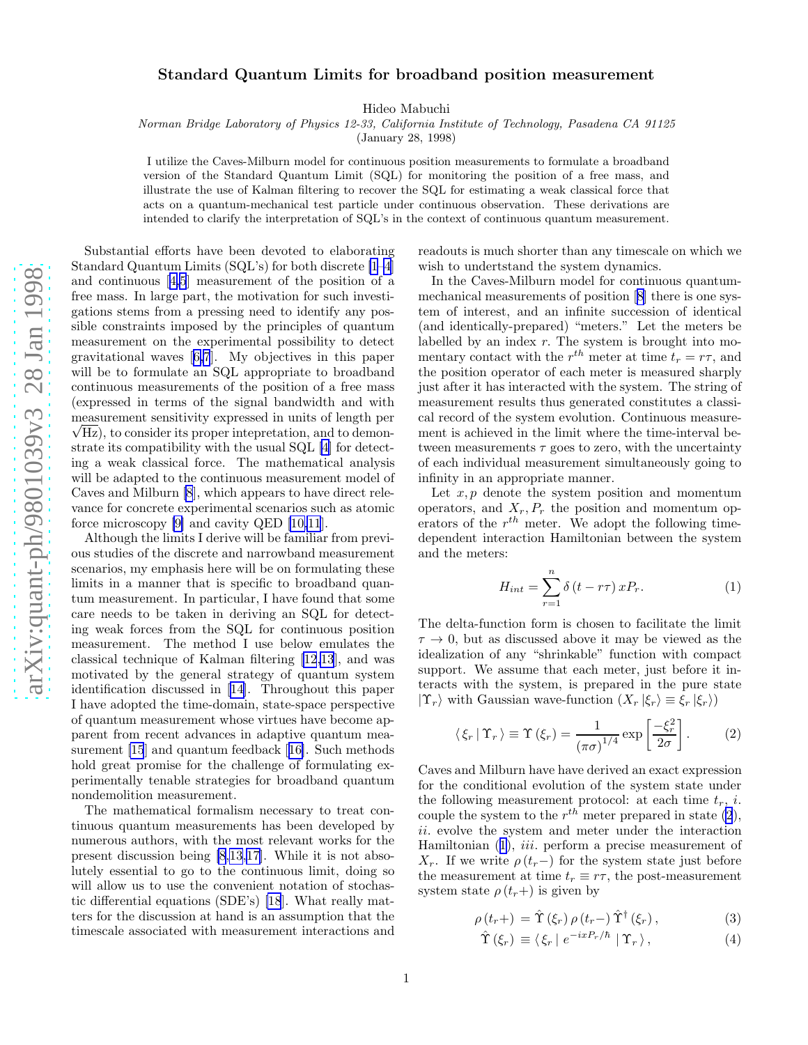# Standard Quantum Limits for broadband position measurement

Hideo Mabuchi

*Norman Bridge Laboratory of Physics 12-33, California Institute of Technology, Pasadena CA 91125*

(January 28, 1998)

I utilize the Caves-Milburn model for continuous position measurements to formulate a broadband version of the Standard Quantum Limit (SQL) for monitoring the position of a free mass, and illustrate the use of Kalman filtering to recover the SQL for estimating a weak classical force that acts on a quantum-mechanical test particle under continuous observation. These derivations are intended to clarify the interpretation of SQL's in the context of continuous quantum measurement.

Substantial efforts have been devoted to elaborating Standard Quantum Limits (SQL's) for both discrete [1–4] and continuous [4,5] measurement of the position of a free mass. In large part, the motivation for such investigations stems from a pressing need to identify any possible constraints imposed by the principles of quantum measurement on the experimental possibility to detect gravitational waves [6,7]. My objectives in this paper will be to formulate an SQL appropriate to broadband continuous measurements of the position of a free mass (expressed in terms of the signal bandwidth and with measurement sensitivity expressed in units of length per $\sqrt{\mathrm{Hz}}$), to consider its proper intepretation, and to demonstrate its compatibility with the usual SQL [4] for detecting a weak classical force. The mathematical analysis will be adapted to the continuous measurement model of Caves and Milburn [8], which appears to have direct relevance for concrete experimental scenarios such as atomic force microscopy [9] and cavity QED [10,11].

Although the limits I derive will be familiar from previous studies of the discrete and narrowband measurement scenarios, my emphasis here will be on formulating these limits in a manner that is specific to broadband quantum measurement. In particular, I have found that some care needs to be taken in deriving an SQL for detecting weak forces from the SQL for continuous position measurement. The method I use below emulates the classical technique of Kalman filtering [12,13], and was motivated by the general strategy of quantum system identification discussed in [14]. Throughout this paper I have adopted the time-domain, state-space perspective of quantum measurement whose virtues have become apparent from recent advances in adaptive quantum measurement [15] and quantum feedback [16]. Such methods hold great promise for the challenge of formulating experimentally tenable strategies for broadband quantum nondemolition measurement.

The mathematical formalism necessary to treat continuous quantum measurements has been developed by numerous authors, with the most relevant works for the present discussion being [8,13,17]. While it is not absolutely essential to go to the continuous limit, doing so will allow us to use the convenient notation of stochastic differential equations (SDE's) [18]. What really matters for the discussion at hand is an assumption that the timescale associated with measurement interactions and readouts is much shorter than any timescale on which we wish to undertstand the system dynamics.

In the Caves-Milburn model for continuous quantum-mechanical measurements of position [8] there is one system of interest, and an infinite succession of identical (and identically-prepared) "meters." Let the meters be labelled by an index $r$. The system is brought into momentary contact with the $r^{th}$ meter at time $t_r = r\tau$, and the position operator of each meter is measured sharply just after it has interacted with the system. The string of measurement results thus generated constitutes a classical record of the system evolution. Continuous measurement is achieved in the limit where the time-interval between measurements $\tau$ goes to zero, with the uncertainty of each individual measurement simultaneously going to infinity in an appropriate manner.

Let $x, p$ denote the system position and momentum operators, and $X_r, P_r$ the position and momentum operators of the $r^{th}$ meter. We adopt the following time-dependent interaction Hamiltonian between the system and the meters:

$$H_{int} = \sum_{r=1}^{n} \delta\left(t - r\tau\right) x P_r. \tag{1}$$

The delta-function form is chosen to facilitate the limit $\tau \to 0$, but as discussed above it may be viewed as the idealization of any "shrinkable" function with compact support. We assume that each meter, just before it interacts with the system, is prepared in the pure state $|\Upsilon_r\rangle$ with Gaussian wave-function ($X_r\,|\xi_r\rangle \equiv \xi_r\,|\xi_r\rangle$)

$$\langle\, \xi_r \,|\, \Upsilon_r \,\rangle \equiv \Upsilon\left(\xi_r\right) = \frac{1}{\left(\pi\sigma\right)^{1/4}} \exp\left[\frac{-\xi_r^2}{2\sigma}\right]. \tag{2}$$

Caves and Milburn have have derived an exact expression for the conditional evolution of the system state under the following measurement protocol: at each time $t_r$, *i.* couple the system to the $r^{th}$ meter prepared in state (2), *ii.* evolve the system and meter under the interaction Hamiltonian (1), *iii.* perform a precise measurement of $X_r$. If we write $\rho\left(t_r-\right)$ for the system state just before the measurement at time $t_r \equiv r\tau$, the post-measurement system state $\rho\left(t_r+\right)$ is given by

$$\rho\left(t_r+\right) = \hat{\Upsilon}\left(\xi_r\right) \rho\left(t_r-\right) \hat{\Upsilon}^{\dagger}\left(\xi_r\right), \tag{3}$$

$$\hat{\Upsilon}\left(\xi_r\right) \equiv \langle\, \xi_r \,|\, e^{-ixP_r/\hbar} \,|\, \Upsilon_r \,\rangle, \tag{4}$$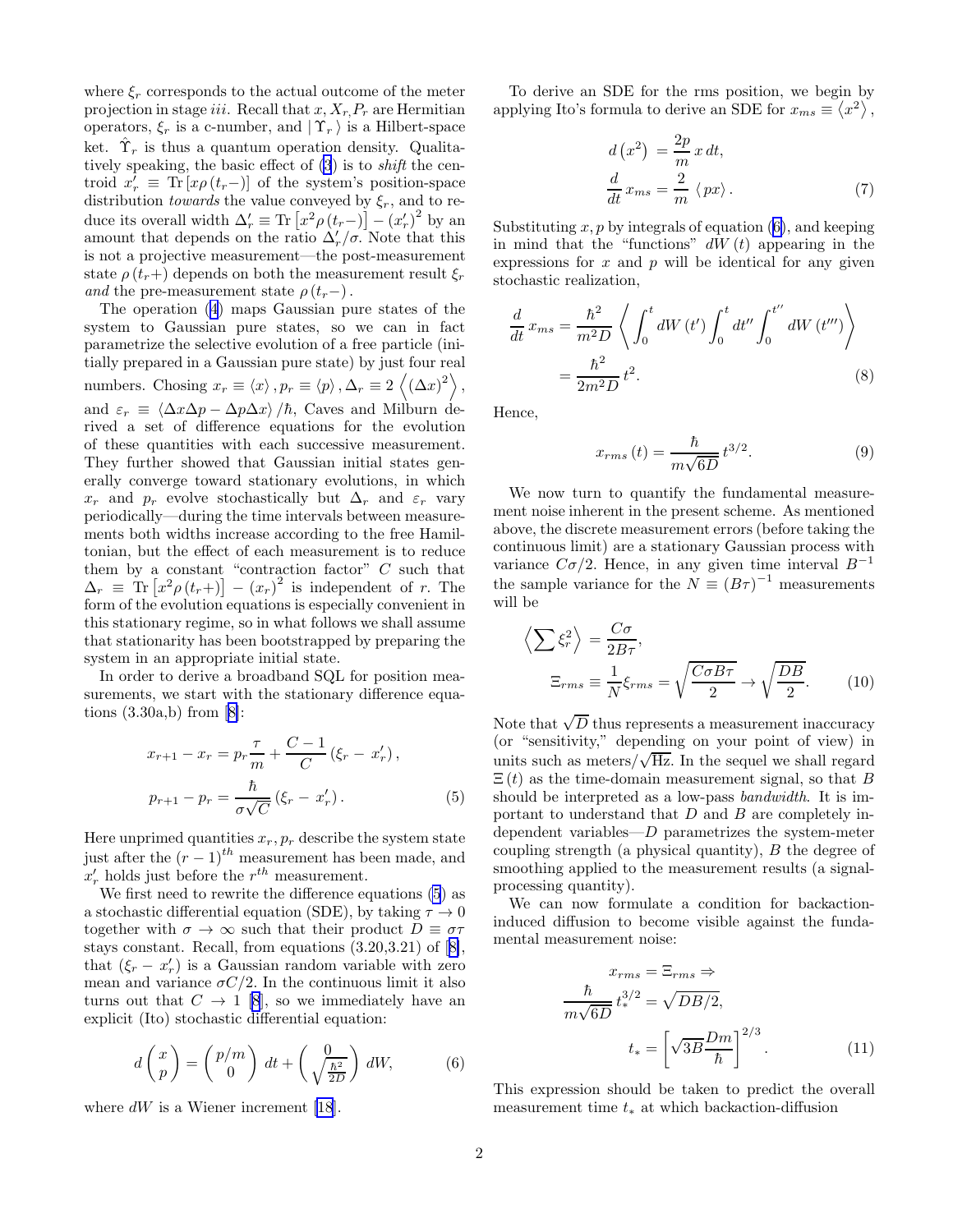where $\xi_r$ corresponds to the actual outcome of the meter projection in stage *iii*. Recall that $x, X_r P_r$ are Hermitian operators, $\xi_r$ is a c-number, and $|\Upsilon_r\rangle$ is a Hilbert-space ket. $\hat{\Upsilon}_r$ is thus a quantum operation density. Qualitatively speaking, the basic effect of (3) is to *shift* the centroid $x_r' \equiv \mathrm{Tr}\left[x\rho\left(t_r-\right)\right]$ of the system's position-space distribution *towards* the value conveyed by $\xi_r$, and to reduce its overall width $\Delta_r' \equiv \mathrm{Tr}\left[x^2\rho\left(t_r-\right)\right] - \left(x_r'\right)^2$ by an amount that depends on the ratio $\Delta_r'/\sigma$. Note that this is not a projective measurement—the post-measurement state $\rho\left(t_r+\right)$ depends on both the measurement result $\xi_r$ *and* the pre-measurement state $\rho\left(t_r-\right)$.

The operation (4) maps Gaussian pure states of the system to Gaussian pure states, so we can in fact parametrize the selective evolution of a free particle (initially prepared in a Gaussian pure state) by just four real numbers. Chosing $x_r \equiv \langle x\rangle, p_r \equiv \langle p\rangle, \Delta_r \equiv 2\left\langle(\Delta x)^2\right\rangle$, and $\varepsilon_r \equiv \langle \Delta x\Delta p - \Delta p \Delta x\rangle/\hbar$, Caves and Milburn derived a set of difference equations for the evolution of these quantities with each successive measurement. They further showed that Gaussian initial states generally converge toward stationary evolutions, in which $x_r$ and $p_r$ evolve stochastically but $\Delta_r$ and $\varepsilon_r$ vary periodically—during the time intervals between measurements both widths increase according to the free Hamiltonian, but the effect of each measurement is to reduce them by a constant "contraction factor" $C$ such that $\Delta_r \equiv \mathrm{Tr}\left[x^2\rho\left(t_r+\right)\right] - \left(x_r\right)^2$ is independent of $r$. The form of the evolution equations is especially convenient in this stationary regime, so in what follows we shall assume that stationarity has been bootstrapped by preparing the system in an appropriate initial state.

In order to derive a broadband SQL for position measurements, we start with the stationary difference equations (3.30a,b) from [8]:

$$
\begin{aligned}
x_{r+1} - x_r &= p_r\frac{\tau}{m} + \frac{C-1}{C}\left(\xi_r - x_r'\right),\\
p_{r+1} - p_r &= \frac{\hbar}{\sigma\sqrt{C}}\left(\xi_r - x_r'\right).
\end{aligned}
\tag{5}
$$

Here unprimed quantities $x_r, p_r$ describe the system state just after the $(r-1)^{th}$ measurement has been made, and $x_r'$ holds just before the $r^{th}$ measurement.

We first need to rewrite the difference equations (5) as a stochastic differential equation (SDE), by taking $\tau \to 0$ together with $\sigma \to \infty$ such that their product $D \equiv \sigma\tau$ stays constant. Recall, from equations (3.20,3.21) of [8], that $(\xi_r - x_r')$ is a Gaussian random variable with zero mean and variance $\sigma C/2$. In the continuous limit it also turns out that $C \to 1$ [8], so we immediately have an explicit (Ito) stochastic differential equation:

$$
d\begin{pmatrix} x \\ p \end{pmatrix} = \begin{pmatrix} p/m \\ 0 \end{pmatrix} dt + \begin{pmatrix} 0 \\ \sqrt{\frac{\hbar^2}{2D}} \end{pmatrix} dW,
\tag{6}
$$

where $dW$ is a Wiener increment [18].

To derive an SDE for the rms position, we begin by applying Ito's formula to derive an SDE for $x_{ms} \equiv \left\langle x^2\right\rangle$,

$$
\begin{aligned}
d\left(x^2\right) &= \frac{2p}{m}\, x\, dt,\\
\frac{d}{dt}\, x_{ms} &= \frac{2}{m}\,\langle px\rangle.
\end{aligned}
\tag{7}
$$

Substituting $x, p$ by integrals of equation (6), and keeping in mind that the "functions" $dW(t)$ appearing in the expressions for $x$ and $p$ will be identical for any given stochastic realization,

$$
\begin{aligned}
\frac{d}{dt}\, x_{ms} &= \frac{\hbar^2}{m^2 D}\left\langle \int_0^t dW\left(t'\right)\int_0^t dt'' \int_0^{t''} dW\left(t'''\right)\right\rangle\\
&= \frac{\hbar^2}{2m^2 D}\, t^2.
\end{aligned}
\tag{8}
$$

Hence,

$$
x_{rms}(t) = \frac{\hbar}{m\sqrt{6D}}\, t^{3/2}.
\tag{9}
$$

We now turn to quantify the fundamental measurement noise inherent in the present scheme. As mentioned above, the discrete measurement errors (before taking the continuous limit) are a stationary Gaussian process with variance $C\sigma/2$. Hence, in any given time interval $B^{-1}$ the sample variance for the $N \equiv (B\tau)^{-1}$ measurements will be

$$
\begin{aligned}
\left\langle \sum \xi_r^2 \right\rangle &= \frac{C\sigma}{2B\tau},\\
\Xi_{rms} \equiv \frac{1}{N}\xi_{rms} &= \sqrt{\frac{C\sigma B\tau}{2}} \to \sqrt{\frac{DB}{2}}.
\end{aligned}
\tag{10}
$$

Note that $\sqrt{D}$ thus represents a measurement inaccuracy (or "sensitivity," depending on your point of view) in units such as meters/$\sqrt{\mathrm{Hz}}$. In the sequel we shall regard $\Xi(t)$ as the time-domain measurement signal, so that $B$ should be interpreted as a low-pass *bandwidth*. It is important to understand that $D$ and $B$ are completely independent variables—$D$ parametrizes the system-meter coupling strength (a physical quantity), $B$ the degree of smoothing applied to the measurement results (a signal-processing quantity).

We can now formulate a condition for backaction-induced diffusion to become visible against the fundamental measurement noise:

$$
\begin{aligned}
x_{rms} &= \Xi_{rms} \Rightarrow\\
\frac{\hbar}{m\sqrt{6D}}\, t_*^{3/2} &= \sqrt{DB/2},\\
t_* &= \left[\sqrt{3B}\,\frac{Dm}{\hbar}\right]^{2/3}.
\end{aligned}
\tag{11}
$$

This expression should be taken to predict the overall measurement time $t_*$ at which backaction-diffusion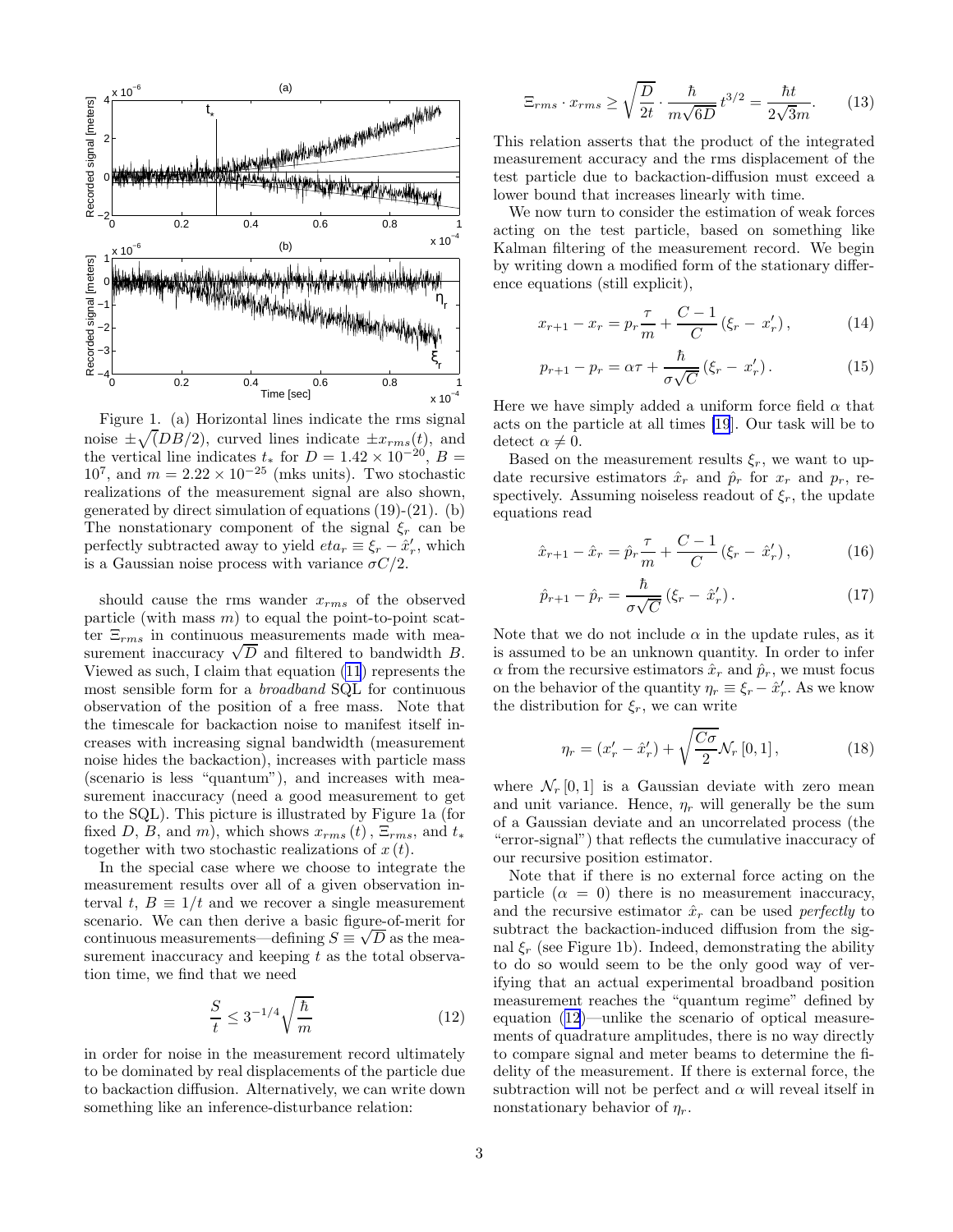Figure 1. (a) Horizontal lines indicate the rms signal noise $\pm\sqrt(DB/2)$, curved lines indicate $\pm x_{rms}(t)$, and the vertical line indicates $t_*$ for $D = 1.42 \times 10^{-20}$, $B = 10^7$, and $m = 2.22 \times 10^{-25}$ (mks units). Two stochastic realizations of the measurement signal are also shown, generated by direct simulation of equations (19)-(21). (b) The nonstationary component of the signal $\xi_r$ can be perfectly subtracted away to yield $eta_r \equiv \xi_r - \hat{x}'_r$, which is a Gaussian noise process with variance $\sigma C/2$.

should cause the rms wander $x_{rms}$ of the observed particle (with mass $m$) to equal the point-to-point scatter $\Xi_{rms}$ in continuous measurements made with measurement inaccuracy $\sqrt{D}$ and filtered to bandwidth $B$. Viewed as such, I claim that equation (11) represents the most sensible form for a *broadband* SQL for continuous observation of the position of a free mass. Note that the timescale for backaction noise to manifest itself increases with increasing signal bandwidth (measurement noise hides the backaction), increases with particle mass (scenario is less "quantum"), and increases with measurement inaccuracy (need a good measurement to get to the SQL). This picture is illustrated by Figure 1a (for fixed $D$, $B$, and $m$), which shows $x_{rms}(t)$, $\Xi_{rms}$, and $t_*$ together with two stochastic realizations of $x(t)$.

In the special case where we choose to integrate the measurement results over all of a given observation interval $t$, $B \equiv 1/t$ and we recover a single measurement scenario. We can then derive a basic figure-of-merit for continuous measurements—defining $S \equiv \sqrt{D}$ as the measurement inaccuracy and keeping $t$ as the total observation time, we find that we need

$$\frac{S}{t} \leq 3^{-1/4}\sqrt{\frac{\hbar}{m}} \tag{12}$$

in order for noise in the measurement record ultimately to be dominated by real displacements of the particle due to backaction diffusion. Alternatively, we can write down something like an inference-disturbance relation:

$$\Xi_{rms} \cdot x_{rms} \geq \sqrt{\frac{D}{2t}} \cdot \frac{\hbar}{m\sqrt{6D}}\, t^{3/2} = \frac{\hbar t}{2\sqrt{3}m}. \tag{13}$$

This relation asserts that the product of the integrated measurement accuracy and the rms displacement of the test particle due to backaction-diffusion must exceed a lower bound that increases linearly with time.

We now turn to consider the estimation of weak forces acting on the test particle, based on something like Kalman filtering of the measurement record. We begin by writing down a modified form of the stationary difference equations (still explicit),

$$x_{r+1} - x_r = p_r\frac{\tau}{m} + \frac{C-1}{C}\left(\xi_r - x'_r\right), \tag{14}$$

$$p_{r+1} - p_r = \alpha\tau + \frac{\hbar}{\sigma\sqrt{C}}\left(\xi_r - x'_r\right). \tag{15}$$

Here we have simply added a uniform force field $\alpha$ that acts on the particle at all times [19]. Our task will be to detect $\alpha \neq 0$.

Based on the measurement results $\xi_r$, we want to update recursive estimators $\hat{x}_r$ and $\hat{p}_r$ for $x_r$ and $p_r$, respectively. Assuming noiseless readout of $\xi_r$, the update equations read

$$\hat{x}_{r+1} - \hat{x}_r = \hat{p}_r\frac{\tau}{m} + \frac{C-1}{C}\left(\xi_r - \hat{x}'_r\right), \tag{16}$$

$$\hat{p}_{r+1} - \hat{p}_r = \frac{\hbar}{\sigma\sqrt{C}}\left(\xi_r - \hat{x}'_r\right). \tag{17}$$

Note that we do not include $\alpha$ in the update rules, as it is assumed to be an unknown quantity. In order to infer $\alpha$ from the recursive estimators $\hat{x}_r$ and $\hat{p}_r$, we must focus on the behavior of the quantity $\eta_r \equiv \xi_r - \hat{x}'_r$. As we know the distribution for $\xi_r$, we can write

$$\eta_r = \left(x'_r - \hat{x}'_r\right) + \sqrt{\frac{C\sigma}{2}}\mathcal{N}_r\left[0,1\right], \tag{18}$$

where $\mathcal{N}_r[0,1]$ is a Gaussian deviate with zero mean and unit variance. Hence, $\eta_r$ will generally be the sum of a Gaussian deviate and an uncorrelated process (the "error-signal") that reflects the cumulative inaccuracy of our recursive position estimator.

Note that if there is no external force acting on the particle ($\alpha = 0$) there is no measurement inaccuracy, and the recursive estimator $\hat{x}_r$ can be used *perfectly* to subtract the backaction-induced diffusion from the signal $\xi_r$ (see Figure 1b). Indeed, demonstrating the ability to do so would seem to be the only good way of verifying that an actual experimental broadband position measurement reaches the "quantum regime" defined by equation (12)—unlike the scenario of optical measurements of quadrature amplitudes, there is no way directly to compare signal and meter beams to determine the fidelity of the measurement. If there is external force, the subtraction will not be perfect and $\alpha$ will reveal itself in nonstationary behavior of $\eta_r$.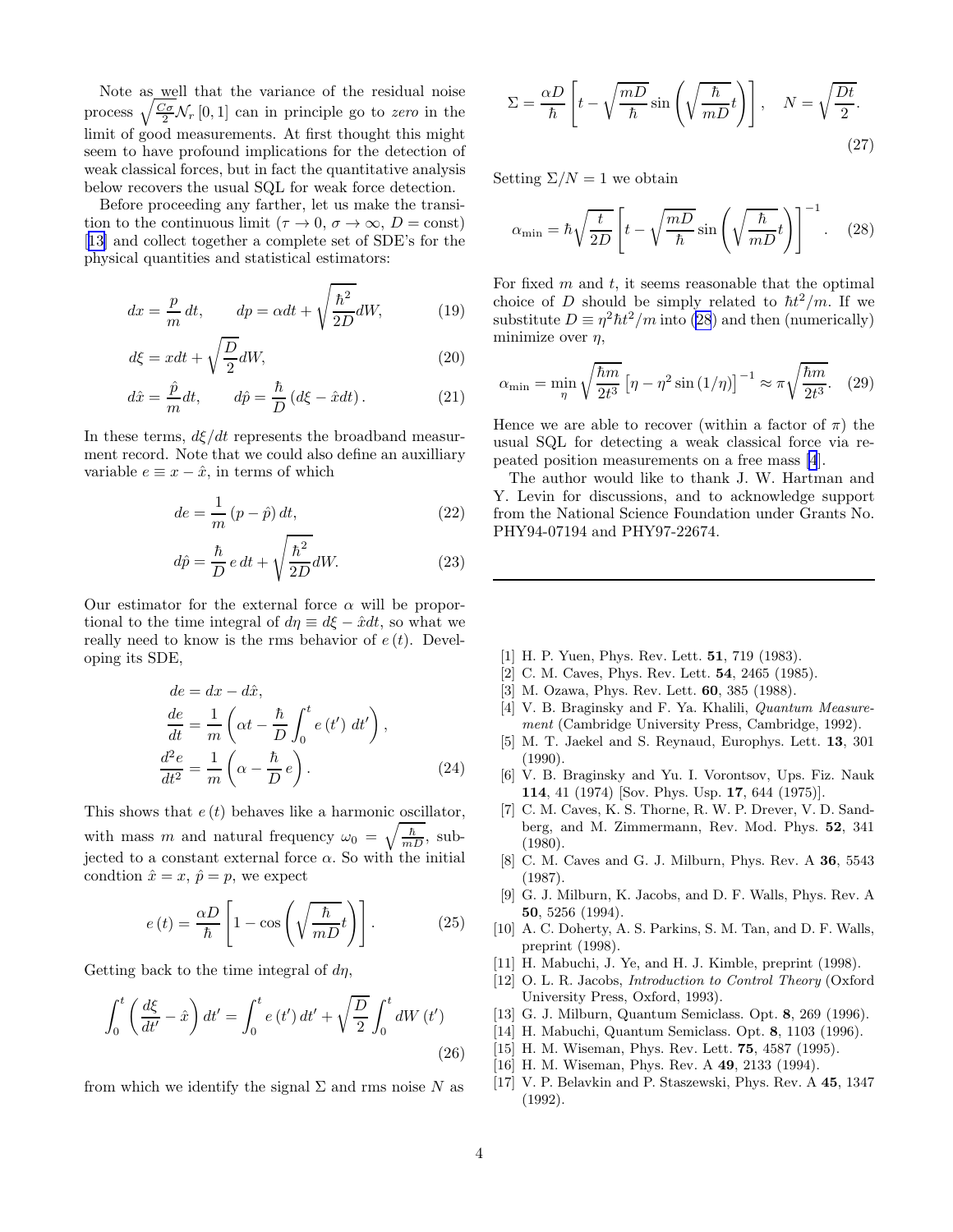Note as well that the variance of the residual noise process $\sqrt{\frac{C\sigma}{2}}\mathcal{N}_r[0,1]$ can in principle go to *zero* in the limit of good measurements. At first thought this might seem to have profound implications for the detection of weak classical forces, but in fact the quantitative analysis below recovers the usual SQL for weak force detection.

Before proceeding any farther, let us make the transition to the continuous limit ($\tau \to 0$, $\sigma \to \infty$, $D = \text{const}$) [13] and collect together a complete set of SDE's for the physical quantities and statistical estimators:

$$dx = \frac{p}{m}\,dt, \qquad dp = \alpha dt + \sqrt{\frac{\hbar^2}{2D}}dW, \tag{19}$$

$$d\xi = xdt + \sqrt{\frac{D}{2}}dW, \tag{20}$$

$$d\hat{x} = \frac{\hat{p}}{m}dt, \qquad d\hat{p} = \frac{\hbar}{D}\left(d\xi - \hat{x}dt\right). \tag{21}$$

In these terms, $d\xi/dt$ represents the broadband measurment record. Note that we could also define an auxilliary variable $e \equiv x - \hat{x}$, in terms of which

$$de = \frac{1}{m}\left(p - \hat{p}\right)dt, \tag{22}$$

$$d\hat{p} = \frac{\hbar}{D}\,e\,dt + \sqrt{\frac{\hbar^2}{2D}}dW. \tag{23}$$

Our estimator for the external force $\alpha$ will be proportional to the time integral of $d\eta \equiv d\xi - \hat{x}dt$, so what we really need to know is the rms behavior of $e(t)$. Developing its SDE,

$$\begin{aligned} de &= dx - d\hat{x}, \\ \frac{de}{dt} &= \frac{1}{m}\left(\alpha t - \frac{\hbar}{D}\int_0^t e\left(t'\right)\,dt'\right), \\ \frac{d^2 e}{dt^2} &= \frac{1}{m}\left(\alpha - \frac{\hbar}{D}\,e\right). \end{aligned} \tag{24}$$

This shows that $e(t)$ behaves like a harmonic oscillator, with mass $m$ and natural frequency $\omega_0 = \sqrt{\frac{\hbar}{mD}}$, subjected to a constant external force $\alpha$. So with the initial condtion $\hat{x} = x$, $\hat{p} = p$, we expect

$$e(t) = \frac{\alpha D}{\hbar}\left[1 - \cos\left(\sqrt{\frac{\hbar}{mD}}t\right)\right]. \tag{25}$$

Getting back to the time integral of $d\eta$,

$$\int_0^t \left(\frac{d\xi}{dt'} - \hat{x}\right)dt' = \int_0^t e\left(t'\right)dt' + \sqrt{\frac{D}{2}}\int_0^t dW\left(t'\right) \tag{26}$$

from which we identify the signal $\Sigma$ and rms noise $N$ as

$$\Sigma = \frac{\alpha D}{\hbar}\left[t - \sqrt{\frac{mD}{\hbar}}\sin\left(\sqrt{\frac{\hbar}{mD}}t\right)\right], \quad N = \sqrt{\frac{Dt}{2}}. \tag{27}$$

Setting $\Sigma/N = 1$ we obtain

$$\alpha_{\min} = \hbar\sqrt{\frac{t}{2D}}\left[t - \sqrt{\frac{mD}{\hbar}}\sin\left(\sqrt{\frac{\hbar}{mD}}t\right)\right]^{-1}. \tag{28}$$

For fixed $m$ and $t$, it seems reasonable that the optimal choice of $D$ should be simply related to $\hbar t^2/m$. If we substitute $D \equiv \eta^2\hbar t^2/m$ into (28) and then (numerically) minimize over $\eta$,

$$\alpha_{\min} = \min_{\eta}\sqrt{\frac{\hbar m}{2t^3}}\left[\eta - \eta^2\sin\left(1/\eta\right)\right]^{-1} \approx \pi\sqrt{\frac{\hbar m}{2t^3}}. \tag{29}$$

Hence we are able to recover (within a factor of $\pi$) the usual SQL for detecting a weak classical force via repeated position measurements on a free mass [4].

The author would like to thank J. W. Hartman and Y. Levin for discussions, and to acknowledge support from the National Science Foundation under Grants No. PHY94-07194 and PHY97-22674.

---

[1] H. P. Yuen, Phys. Rev. Lett. **51**, 719 (1983).

[2] C. M. Caves, Phys. Rev. Lett. **54**, 2465 (1985).

[3] M. Ozawa, Phys. Rev. Lett. **60**, 385 (1988).

[4] V. B. Braginsky and F. Ya. Khalili, *Quantum Measurement* (Cambridge University Press, Cambridge, 1992).

[5] M. T. Jaekel and S. Reynaud, Europhys. Lett. **13**, 301 (1990).

[6] V. B. Braginsky and Yu. I. Vorontsov, Ups. Fiz. Nauk **114**, 41 (1974) [Sov. Phys. Usp. **17**, 644 (1975)].

[7] C. M. Caves, K. S. Thorne, R. W. P. Drever, V. D. Sandberg, and M. Zimmermann, Rev. Mod. Phys. **52**, 341 (1980).

[8] C. M. Caves and G. J. Milburn, Phys. Rev. A **36**, 5543 (1987).

[9] G. J. Milburn, K. Jacobs, and D. F. Walls, Phys. Rev. A **50**, 5256 (1994).

[10] A. C. Doherty, A. S. Parkins, S. M. Tan, and D. F. Walls, preprint (1998).

[11] H. Mabuchi, J. Ye, and H. J. Kimble, preprint (1998).

[12] O. L. R. Jacobs, *Introduction to Control Theory* (Oxford University Press, Oxford, 1993).

[13] G. J. Milburn, Quantum Semiclass. Opt. **8**, 269 (1996).

[14] H. Mabuchi, Quantum Semiclass. Opt. **8**, 1103 (1996).

[15] H. M. Wiseman, Phys. Rev. Lett. **75**, 4587 (1995).

[16] H. M. Wiseman, Phys. Rev. A **49**, 2133 (1994).

[17] V. P. Belavkin and P. Staszewski, Phys. Rev. A **45**, 1347 (1992).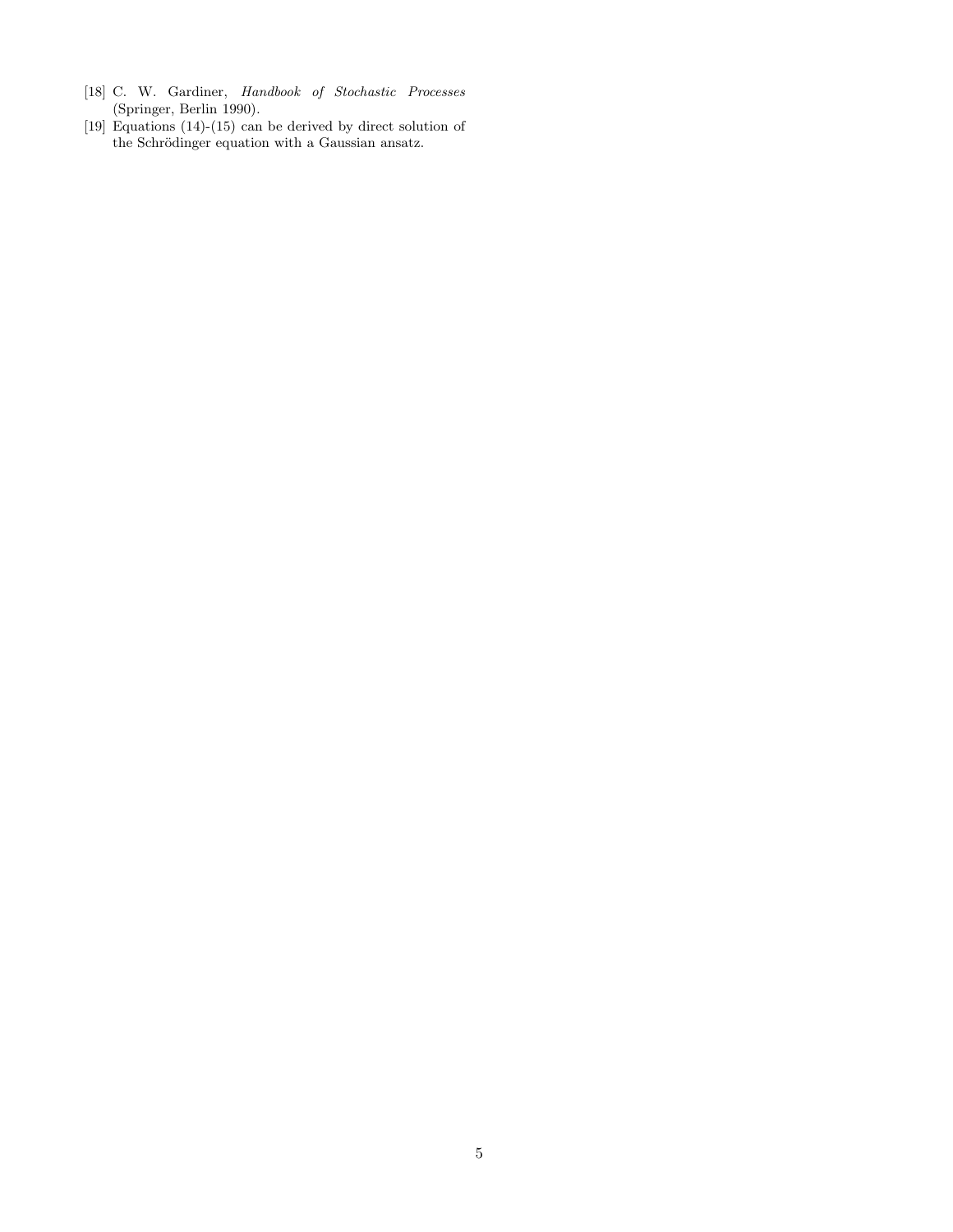[18] C. W. Gardiner, *Handbook of Stochastic Processes* (Springer, Berlin 1990).

[19] Equations (14)-(15) can be derived by direct solution of the Schrödinger equation with a Gaussian ansatz.